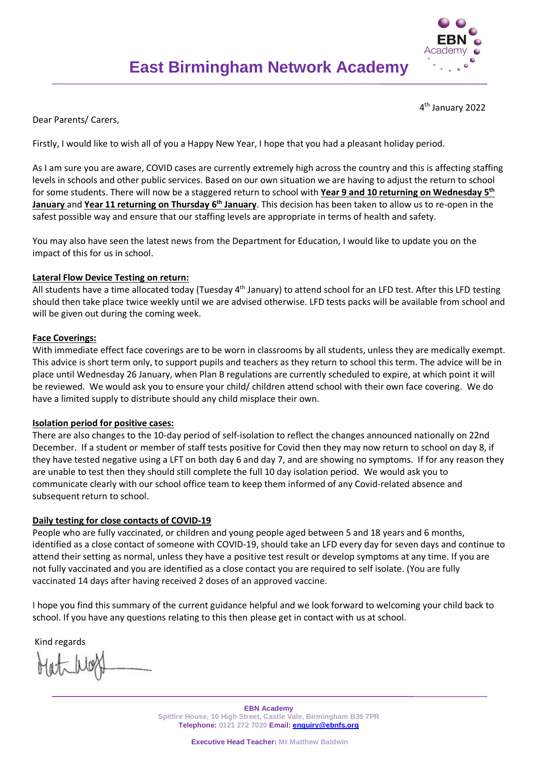# East Birmingham Network Academy

4th January 2022

Dear Parents/ Carers,

Firstly, I would like to wish all of you a Happy New Year, I hope that you had a pleasant holiday period.

As I am sure you are aware, COVID cases are currently extremely high across the country and this is affecting staffing levels in schools and other public services. Based on our own situation we are having to adjust the return to school for some students. There will now be a staggered return to school with **Year 9 and 10 returning on Wednesday 5th January** and **Year 11 returning on Thursday 6th January**. This decision has been taken to allow us to re-open in the safest possible way and ensure that our staffing levels are appropriate in terms of health and safety.

You may also have seen the latest news from the Department for Education, I would like to update you on the impact of this for us in school.

**Lateral Flow Device Testing on return:**

All students have a time allocated today (Tuesday 4th January) to attend school for an LFD test. After this LFD testing should then take place twice weekly until we are advised otherwise. LFD tests packs will be available from school and will be given out during the coming week.

**Face Coverings:**

With immediate effect face coverings are to be worn in classrooms by all students, unless they are medically exempt. This advice is short term only, to support pupils and teachers as they return to school this term. The advice will be in place until Wednesday 26 January, when Plan B regulations are currently scheduled to expire, at which point it will be reviewed. We would ask you to ensure your child/ children attend school with their own face covering. We do have a limited supply to distribute should any child misplace their own.

**Isolation period for positive cases:**

There are also changes to the 10-day period of self-isolation to reflect the changes announced nationally on 22nd December. If a student or member of staff tests positive for Covid then they may now return to school on day 8, if they have tested negative using a LFT on both day 6 and day 7, and are showing no symptoms. If for any reason they are unable to test then they should still complete the full 10 day isolation period. We would ask you to communicate clearly with our school office team to keep them informed of any Covid-related absence and subsequent return to school.

**Daily testing for close contacts of COVID-19**

People who are fully vaccinated, or children and young people aged between 5 and 18 years and 6 months, identified as a close contact of someone with COVID-19, should take an LFD every day for seven days and continue to attend their setting as normal, unless they have a positive test result or develop symptoms at any time. If you are not fully vaccinated and you are identified as a close contact you are required to self isolate. (You are fully vaccinated 14 days after having received 2 doses of an approved vaccine.

I hope you find this summary of the current guidance helpful and we look forward to welcoming your child back to school. If you have any questions relating to this then please get in contact with us at school.

Kind regards

**EBN Academy**
Spitfire House, 10 High Street, Castle Vale, Birmingham B35 7PR
**Telephone:** 0121 272 7020 **Email:** enquiry@ebnfs.org

**Executive Head Teacher:** Mr Matthew Baldwin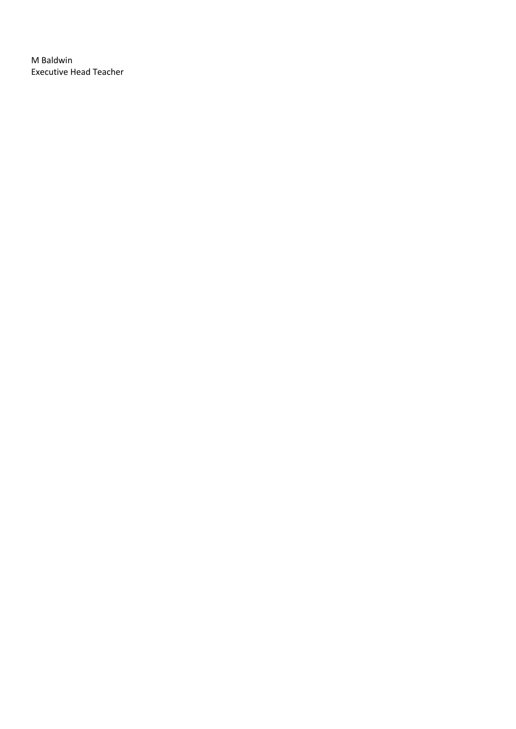M Baldwin
Executive Head Teacher